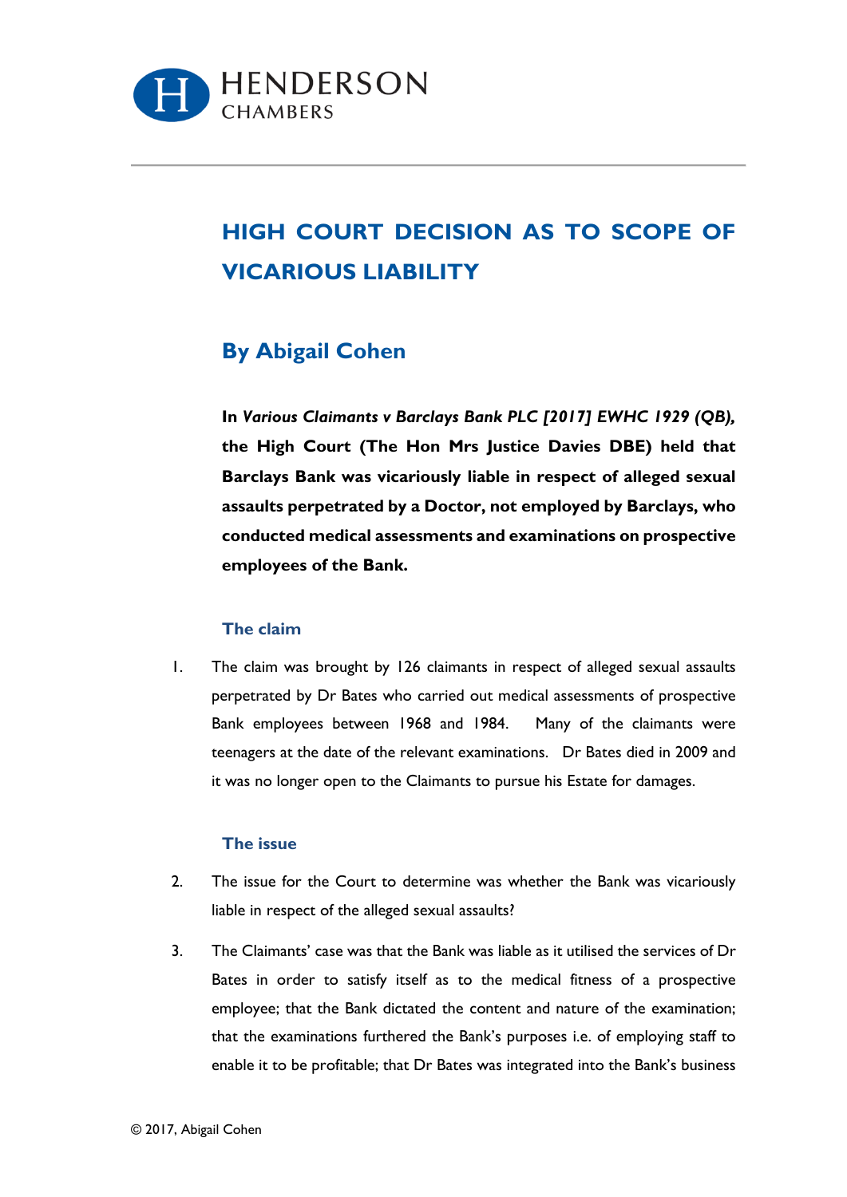# HIGH COURT DECISION AS TO SCOPE OF VICARIOUS LIABILITY

## By Abigail Cohen

**In *Various Claimants v Barclays Bank PLC [2017] EWHC 1929 (QB)*, the High Court (The Hon Mrs Justice Davies DBE) held that Barclays Bank was vicariously liable in respect of alleged sexual assaults perpetrated by a Doctor, not employed by Barclays, who conducted medical assessments and examinations on prospective employees of the Bank.**

### The claim

1. The claim was brought by 126 claimants in respect of alleged sexual assaults perpetrated by Dr Bates who carried out medical assessments of prospective Bank employees between 1968 and 1984. Many of the claimants were teenagers at the date of the relevant examinations. Dr Bates died in 2009 and it was no longer open to the Claimants to pursue his Estate for damages.

### The issue

2. The issue for the Court to determine was whether the Bank was vicariously liable in respect of the alleged sexual assaults?

3. The Claimants' case was that the Bank was liable as it utilised the services of Dr Bates in order to satisfy itself as to the medical fitness of a prospective employee; that the Bank dictated the content and nature of the examination; that the examinations furthered the Bank's purposes i.e. of employing staff to enable it to be profitable; that Dr Bates was integrated into the Bank's business

© 2017, Abigail Cohen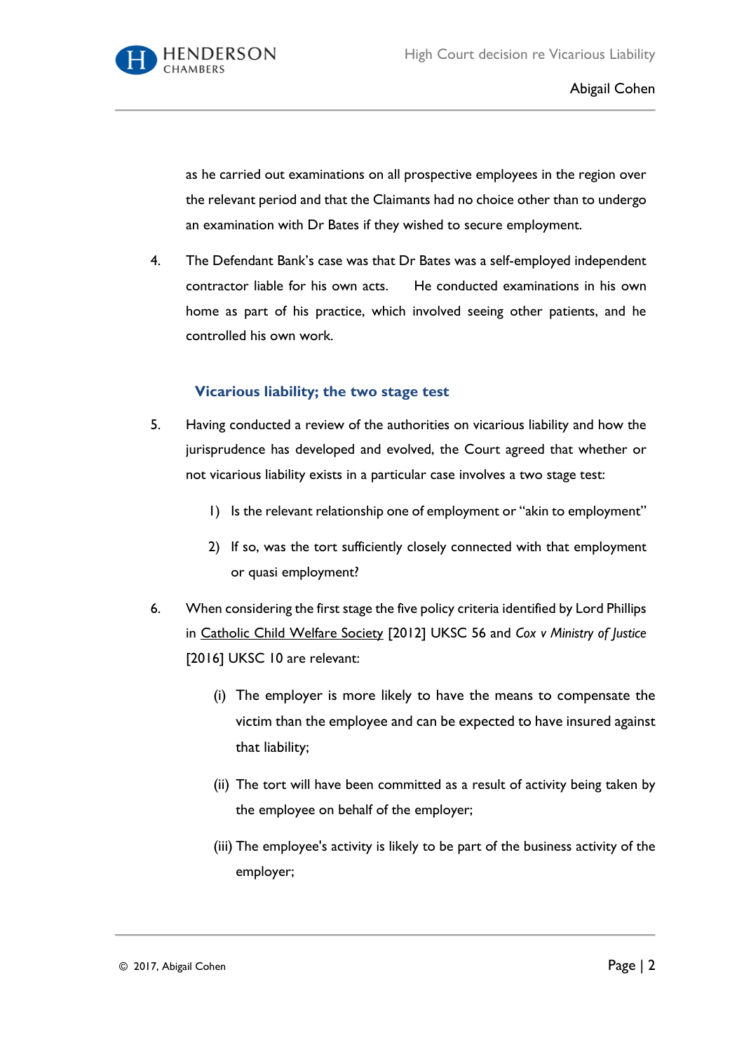as he carried out examinations on all prospective employees in the region over the relevant period and that the Claimants had no choice other than to undergo an examination with Dr Bates if they wished to secure employment.

4. The Defendant Bank's case was that Dr Bates was a self-employed independent contractor liable for his own acts. He conducted examinations in his own home as part of his practice, which involved seeing other patients, and he controlled his own work.

### Vicarious liability; the two stage test

5. Having conducted a review of the authorities on vicarious liability and how the jurisprudence has developed and evolved, the Court agreed that whether or not vicarious liability exists in a particular case involves a two stage test:

   1) Is the relevant relationship one of employment or "akin to employment"

   2) If so, was the tort sufficiently closely connected with that employment or quasi employment?

6. When considering the first stage the five policy criteria identified by Lord Phillips in Catholic Child Welfare Society [2012] UKSC 56 and *Cox v Ministry of Justice* [2016] UKSC 10 are relevant:

   (i) The employer is more likely to have the means to compensate the victim than the employee and can be expected to have insured against that liability;

   (ii) The tort will have been committed as a result of activity being taken by the employee on behalf of the employer;

   (iii) The employee's activity is likely to be part of the business activity of the employer;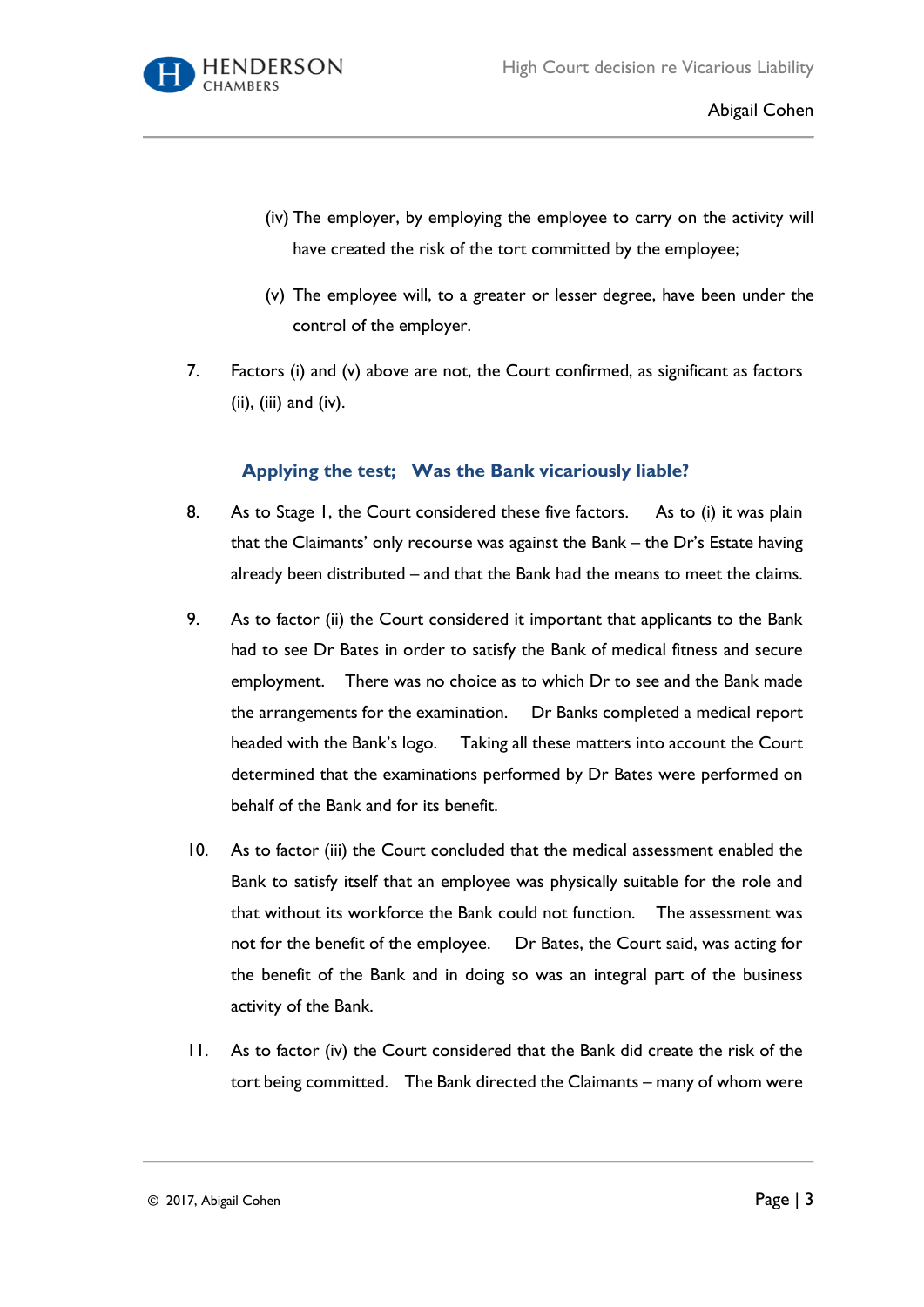(iv) The employer, by employing the employee to carry on the activity will have created the risk of the tort committed by the employee;

(v) The employee will, to a greater or lesser degree, have been under the control of the employer.

7. Factors (i) and (v) above are not, the Court confirmed, as significant as factors (ii), (iii) and (iv).

### Applying the test; Was the Bank vicariously liable?

8. As to Stage 1, the Court considered these five factors. As to (i) it was plain that the Claimants' only recourse was against the Bank – the Dr's Estate having already been distributed – and that the Bank had the means to meet the claims.

9. As to factor (ii) the Court considered it important that applicants to the Bank had to see Dr Bates in order to satisfy the Bank of medical fitness and secure employment. There was no choice as to which Dr to see and the Bank made the arrangements for the examination. Dr Banks completed a medical report headed with the Bank's logo. Taking all these matters into account the Court determined that the examinations performed by Dr Bates were performed on behalf of the Bank and for its benefit.

10. As to factor (iii) the Court concluded that the medical assessment enabled the Bank to satisfy itself that an employee was physically suitable for the role and that without its workforce the Bank could not function. The assessment was not for the benefit of the employee. Dr Bates, the Court said, was acting for the benefit of the Bank and in doing so was an integral part of the business activity of the Bank.

11. As to factor (iv) the Court considered that the Bank did create the risk of the tort being committed. The Bank directed the Claimants – many of whom were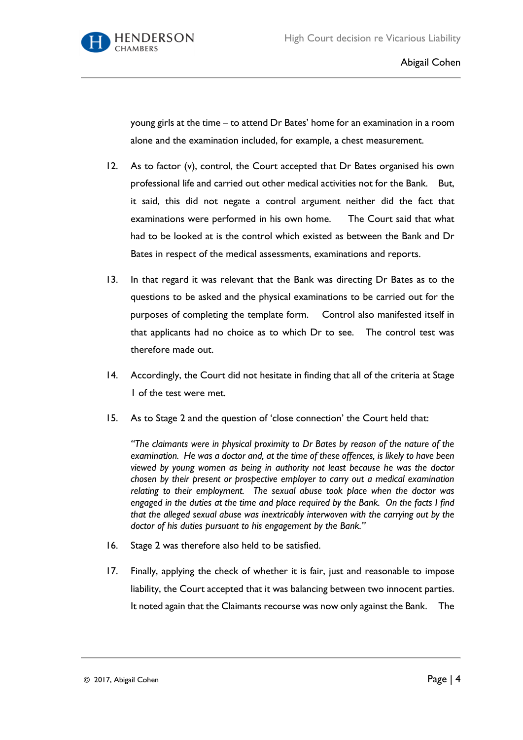young girls at the time – to attend Dr Bates' home for an examination in a room alone and the examination included, for example, a chest measurement.

12. As to factor (v), control, the Court accepted that Dr Bates organised his own professional life and carried out other medical activities not for the Bank. But, it said, this did not negate a control argument neither did the fact that examinations were performed in his own home. The Court said that what had to be looked at is the control which existed as between the Bank and Dr Bates in respect of the medical assessments, examinations and reports.

13. In that regard it was relevant that the Bank was directing Dr Bates as to the questions to be asked and the physical examinations to be carried out for the purposes of completing the template form. Control also manifested itself in that applicants had no choice as to which Dr to see. The control test was therefore made out.

14. Accordingly, the Court did not hesitate in finding that all of the criteria at Stage 1 of the test were met.

15. As to Stage 2 and the question of 'close connection' the Court held that:

    *"The claimants were in physical proximity to Dr Bates by reason of the nature of the examination. He was a doctor and, at the time of these offences, is likely to have been viewed by young women as being in authority not least because he was the doctor chosen by their present or prospective employer to carry out a medical examination relating to their employment. The sexual abuse took place when the doctor was engaged in the duties at the time and place required by the Bank. On the facts I find that the alleged sexual abuse was inextricably interwoven with the carrying out by the doctor of his duties pursuant to his engagement by the Bank."*

16. Stage 2 was therefore also held to be satisfied.

17. Finally, applying the check of whether it is fair, just and reasonable to impose liability, the Court accepted that it was balancing between two innocent parties. It noted again that the Claimants recourse was now only against the Bank. The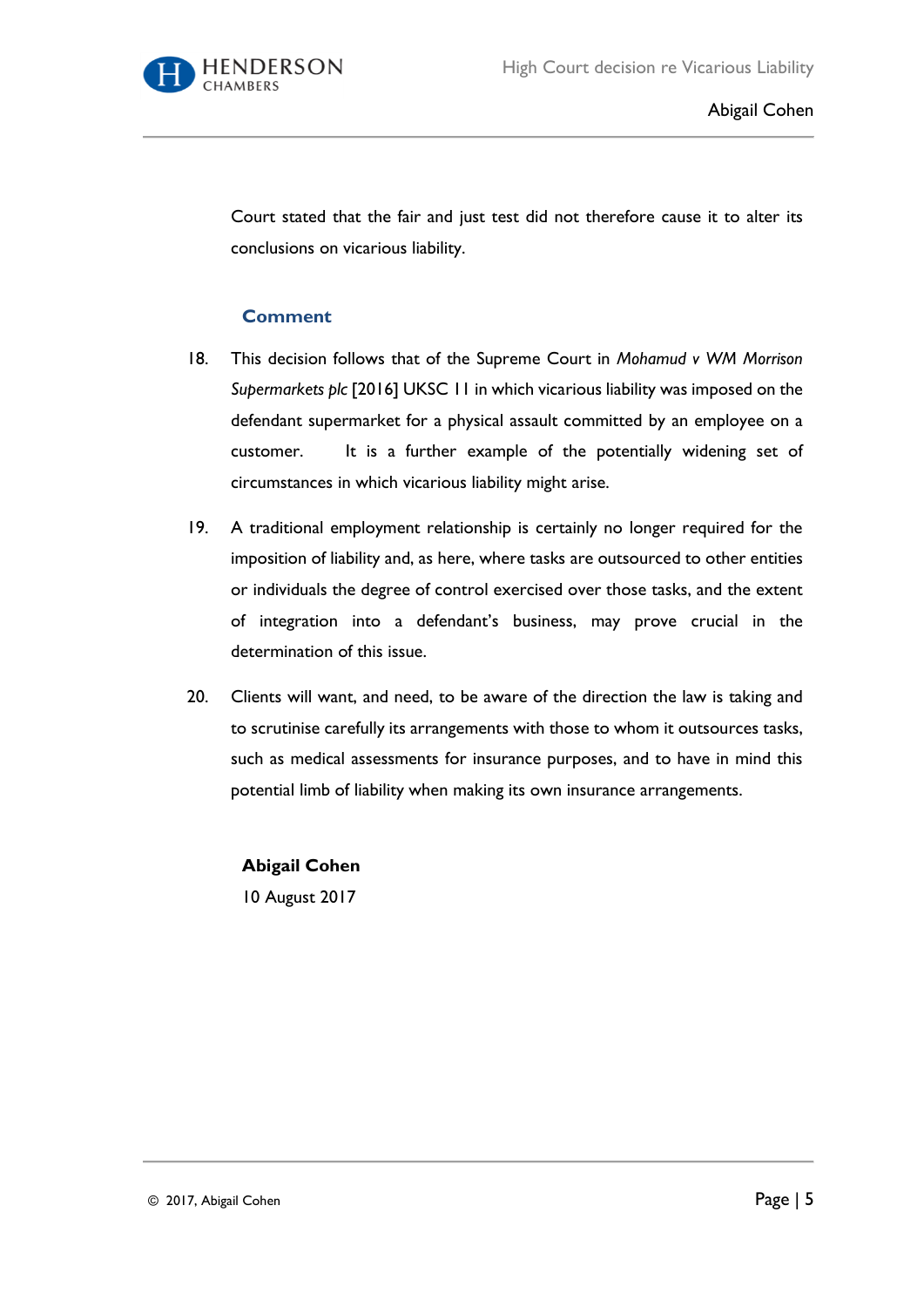Court stated that the fair and just test did not therefore cause it to alter its conclusions on vicarious liability.

## Comment

18. This decision follows that of the Supreme Court in *Mohamud v WM Morrison Supermarkets plc* [2016] UKSC 11 in which vicarious liability was imposed on the defendant supermarket for a physical assault committed by an employee on a customer. It is a further example of the potentially widening set of circumstances in which vicarious liability might arise.

19. A traditional employment relationship is certainly no longer required for the imposition of liability and, as here, where tasks are outsourced to other entities or individuals the degree of control exercised over those tasks, and the extent of integration into a defendant's business, may prove crucial in the determination of this issue.

20. Clients will want, and need, to be aware of the direction the law is taking and to scrutinise carefully its arrangements with those to whom it outsources tasks, such as medical assessments for insurance purposes, and to have in mind this potential limb of liability when making its own insurance arrangements.

**Abigail Cohen**
10 August 2017